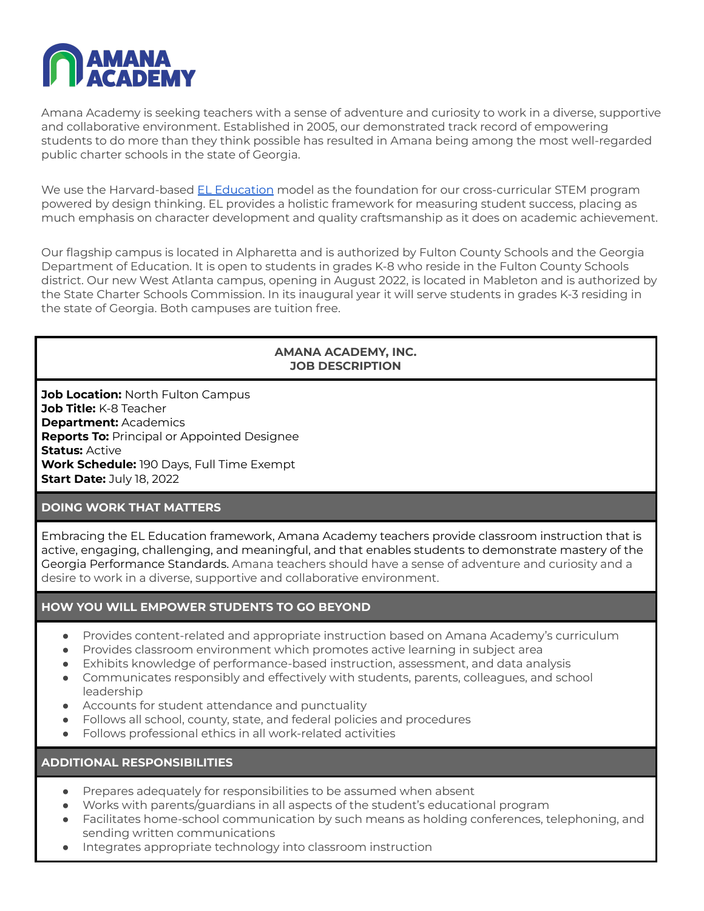# AMANA ACADEMY

Amana Academy is seeking teachers with a sense of adventure and curiosity to work in a diverse, supportive and collaborative environment. Established in 2005, our demonstrated track record of empowering students to do more than they think possible has resulted in Amana being among the most well-regarded public charter schools in the state of Georgia.

We use the Harvard-based [EL Education](#) model as the foundation for our cross-curricular STEM program powered by design thinking. EL provides a holistic framework for measuring student success, placing as much emphasis on character development and quality craftsmanship as it does on academic achievement.

Our flagship campus is located in Alpharetta and is authorized by Fulton County Schools and the Georgia Department of Education. It is open to students in grades K-8 who reside in the Fulton County Schools district. Our new West Atlanta campus, opening in August 2022, is located in Mableton and is authorized by the State Charter Schools Commission. In its inaugural year it will serve students in grades K-3 residing in the state of Georgia. Both campuses are tuition free.

## AMANA ACADEMY, INC.
## JOB DESCRIPTION

**Job Location:** North Fulton Campus
**Job Title:** K-8 Teacher
**Department:** Academics
**Reports To:** Principal or Appointed Designee
**Status:** Active
**Work Schedule:** 190 Days, Full Time Exempt
**Start Date:** July 18, 2022

### DOING WORK THAT MATTERS

Embracing the EL Education framework, Amana Academy teachers provide classroom instruction that is active, engaging, challenging, and meaningful, and that enables students to demonstrate mastery of the Georgia Performance Standards. Amana teachers should have a sense of adventure and curiosity and a desire to work in a diverse, supportive and collaborative environment.

### HOW YOU WILL EMPOWER STUDENTS TO GO BEYOND

- Provides content-related and appropriate instruction based on Amana Academy's curriculum
- Provides classroom environment which promotes active learning in subject area
- Exhibits knowledge of performance-based instruction, assessment, and data analysis
- Communicates responsibly and effectively with students, parents, colleagues, and school leadership
- Accounts for student attendance and punctuality
- Follows all school, county, state, and federal policies and procedures
- Follows professional ethics in all work-related activities

### ADDITIONAL RESPONSIBILITIES

- Prepares adequately for responsibilities to be assumed when absent
- Works with parents/guardians in all aspects of the student's educational program
- Facilitates home-school communication by such means as holding conferences, telephoning, and sending written communications
- Integrates appropriate technology into classroom instruction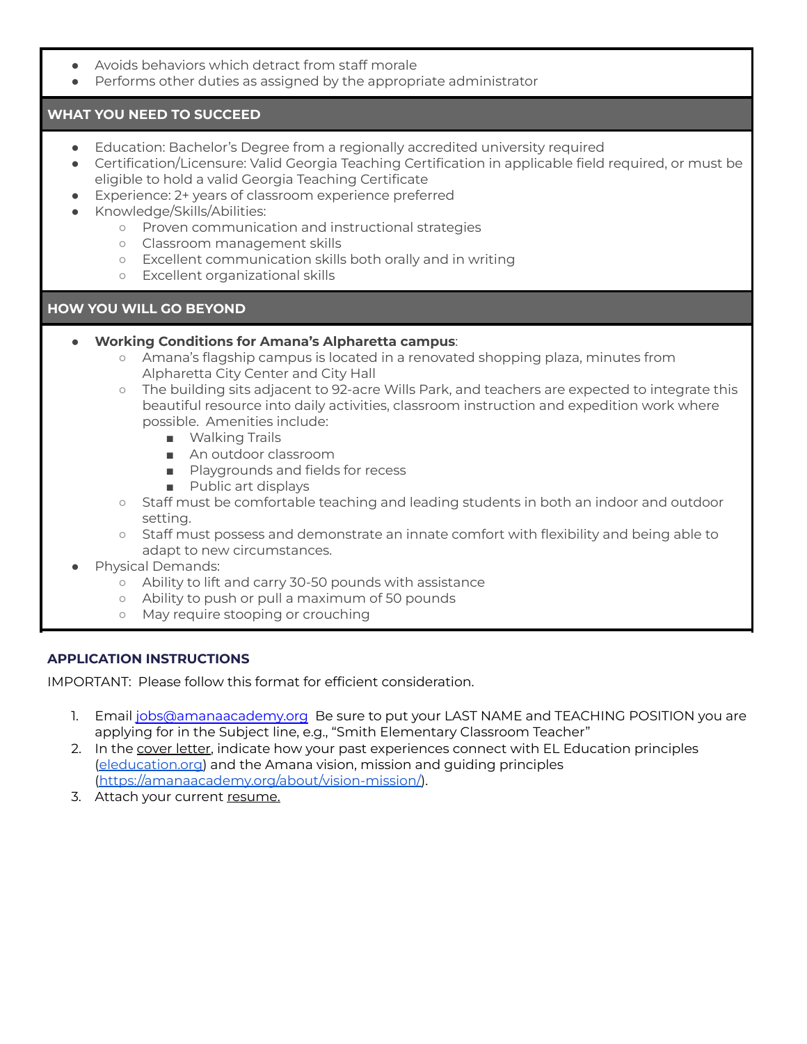- Avoids behaviors which detract from staff morale
- Performs other duties as assigned by the appropriate administrator

## WHAT YOU NEED TO SUCCEED

- Education: Bachelor's Degree from a regionally accredited university required
- Certification/Licensure: Valid Georgia Teaching Certification in applicable field required, or must be eligible to hold a valid Georgia Teaching Certificate
- Experience: 2+ years of classroom experience preferred
- Knowledge/Skills/Abilities:
  - Proven communication and instructional strategies
  - Classroom management skills
  - Excellent communication skills both orally and in writing
  - Excellent organizational skills

## HOW YOU WILL GO BEYOND

- **Working Conditions for Amana's Alpharetta campus**:
  - Amana's flagship campus is located in a renovated shopping plaza, minutes from Alpharetta City Center and City Hall
  - The building sits adjacent to 92-acre Wills Park, and teachers are expected to integrate this beautiful resource into daily activities, classroom instruction and expedition work where possible. Amenities include:
    - Walking Trails
    - An outdoor classroom
    - Playgrounds and fields for recess
    - Public art displays
  - Staff must be comfortable teaching and leading students in both an indoor and outdoor setting.
  - Staff must possess and demonstrate an innate comfort with flexibility and being able to adapt to new circumstances.
- Physical Demands:
  - Ability to lift and carry 30-50 pounds with assistance
  - Ability to push or pull a maximum of 50 pounds
  - May require stooping or crouching

## APPLICATION INSTRUCTIONS

IMPORTANT: Please follow this format for efficient consideration.

1. Email jobs@amanaacademy.org Be sure to put your LAST NAME and TEACHING POSITION you are applying for in the Subject line, e.g., "Smith Elementary Classroom Teacher"
2. In the cover letter, indicate how your past experiences connect with EL Education principles (eleducation.org) and the Amana vision, mission and guiding principles (https://amanaacademy.org/about/vision-mission/).
3. Attach your current resume.